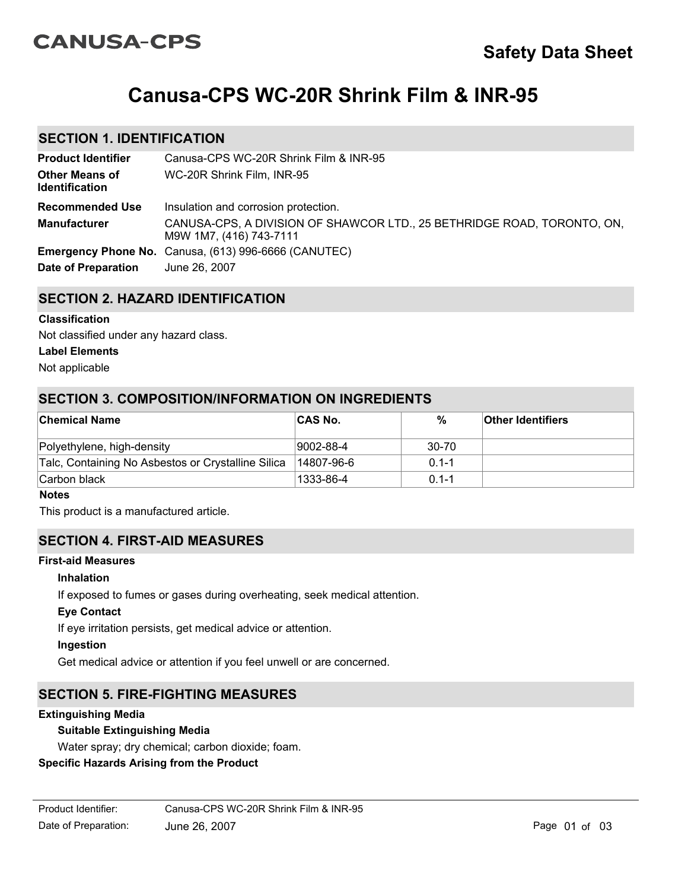CANUSA-CPS

**Safety Data Sheet**

# Canusa-CPS WC-20R Shrink Film & INR-95

## SECTION 1. IDENTIFICATION

| | |
|---|---|
| **Product Identifier** | Canusa-CPS WC-20R Shrink Film & INR-95 |
| **Other Means of Identification** | WC-20R Shrink Film, INR-95 |
| **Recommended Use** | Insulation and corrosion protection. |
| **Manufacturer** | CANUSA-CPS, A DIVISION OF SHAWCOR LTD., 25 BETHRIDGE ROAD, TORONTO, ON, M9W 1M7, (416) 743-7111 |
| **Emergency Phone No.** | Canusa, (613) 996-6666 (CANUTEC) |
| **Date of Preparation** | June 26, 2007 |

## SECTION 2. HAZARD IDENTIFICATION

**Classification**

Not classified under any hazard class.

**Label Elements**

Not applicable

## SECTION 3. COMPOSITION/INFORMATION ON INGREDIENTS

| Chemical Name | CAS No. | % | Other Identifiers |
|---|---|---|---|
| Polyethylene, high-density | 9002-88-4 | 30-70 | |
| Talc, Containing No Asbestos or Crystalline Silica | 14807-96-6 | 0.1-1 | |
| Carbon black | 1333-86-4 | 0.1-1 | |

**Notes**

This product is a manufactured article.

## SECTION 4. FIRST-AID MEASURES

**First-aid Measures**

**Inhalation**

If exposed to fumes or gases during overheating, seek medical attention.

**Eye Contact**

If eye irritation persists, get medical advice or attention.

**Ingestion**

Get medical advice or attention if you feel unwell or are concerned.

## SECTION 5. FIRE-FIGHTING MEASURES

**Extinguishing Media**

**Suitable Extinguishing Media**

Water spray; dry chemical; carbon dioxide; foam.

**Specific Hazards Arising from the Product**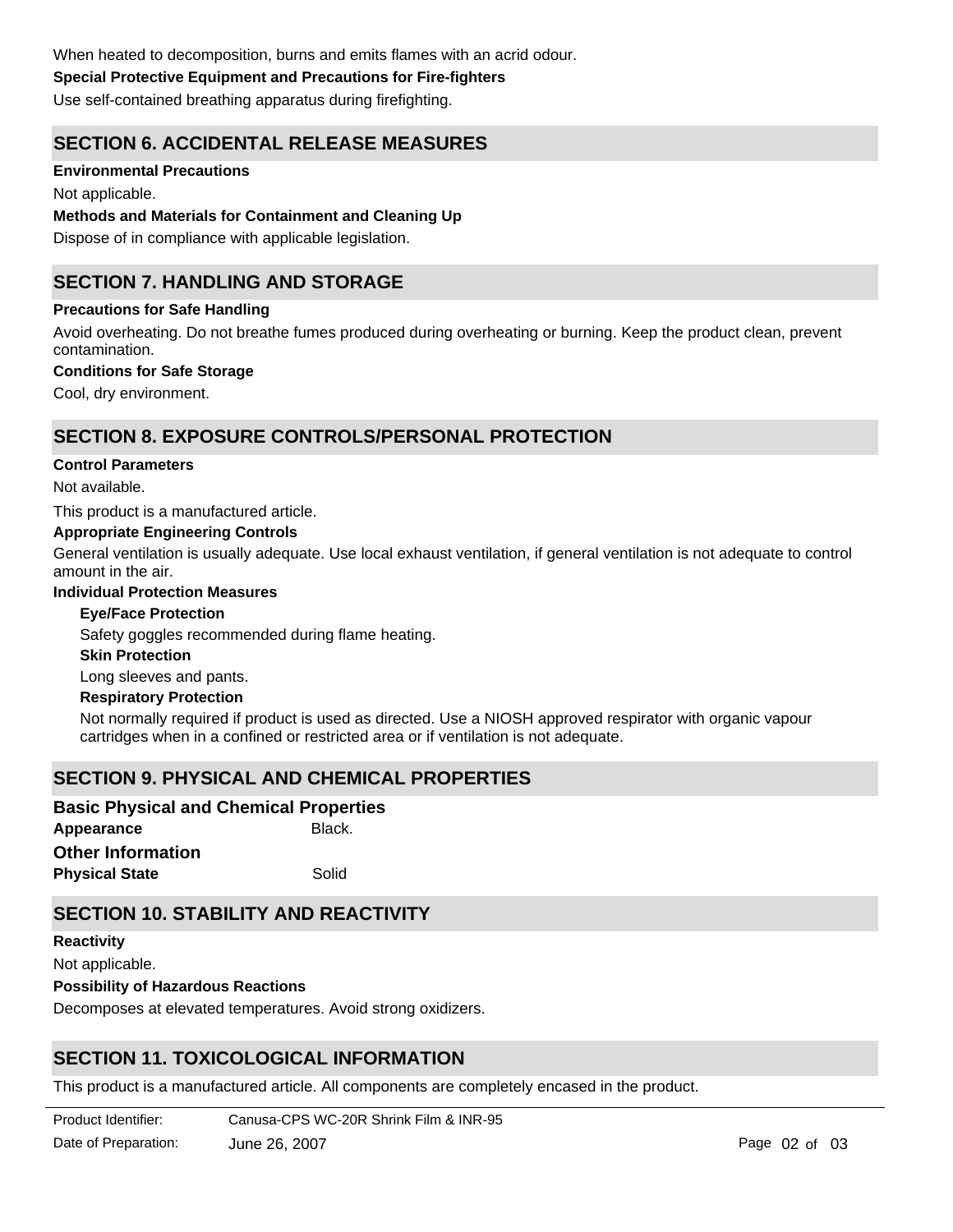When heated to decomposition, burns and emits flames with an acrid odour.

**Special Protective Equipment and Precautions for Fire-fighters**

Use self-contained breathing apparatus during firefighting.

## SECTION 6. ACCIDENTAL RELEASE MEASURES

**Environmental Precautions**

Not applicable.

**Methods and Materials for Containment and Cleaning Up**

Dispose of in compliance with applicable legislation.

## SECTION 7. HANDLING AND STORAGE

**Precautions for Safe Handling**

Avoid overheating. Do not breathe fumes produced during overheating or burning. Keep the product clean, prevent contamination.

**Conditions for Safe Storage**

Cool, dry environment.

## SECTION 8. EXPOSURE CONTROLS/PERSONAL PROTECTION

**Control Parameters**

Not available.

This product is a manufactured article.

**Appropriate Engineering Controls**

General ventilation is usually adequate. Use local exhaust ventilation, if general ventilation is not adequate to control amount in the air.

**Individual Protection Measures**

**Eye/Face Protection**

Safety goggles recommended during flame heating.

**Skin Protection**

Long sleeves and pants.

**Respiratory Protection**

Not normally required if product is used as directed. Use a NIOSH approved respirator with organic vapour cartridges when in a confined or restricted area or if ventilation is not adequate.

## SECTION 9. PHYSICAL AND CHEMICAL PROPERTIES

### Basic Physical and Chemical Properties

**Appearance** Black.

### Other Information

**Physical State** Solid

## SECTION 10. STABILITY AND REACTIVITY

**Reactivity**

Not applicable.

**Possibility of Hazardous Reactions**

Decomposes at elevated temperatures. Avoid strong oxidizers.

## SECTION 11. TOXICOLOGICAL INFORMATION

This product is a manufactured article. All components are completely encased in the product.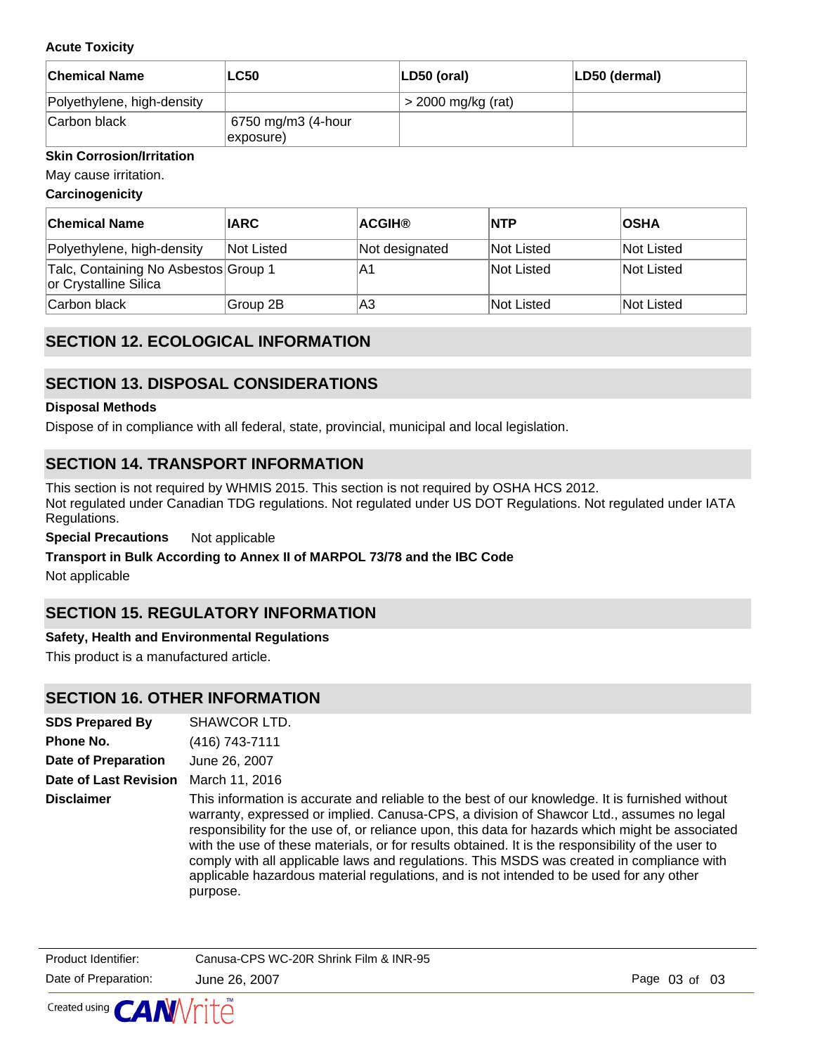**Acute Toxicity**

| Chemical Name | LC50 | LD50 (oral) | LD50 (dermal) |
|---|---|---|---|
| Polyethylene, high-density | | > 2000 mg/kg (rat) | |
| Carbon black | 6750 mg/m3 (4-hour exposure) | | |

**Skin Corrosion/Irritation**

May cause irritation.

**Carcinogenicity**

| Chemical Name | IARC | ACGIH® | NTP | OSHA |
|---|---|---|---|---|
| Polyethylene, high-density | Not Listed | Not designated | Not Listed | Not Listed |
| Talc, Containing No Asbestos or Crystalline Silica | Group 1 | A1 | Not Listed | Not Listed |
| Carbon black | Group 2B | A3 | Not Listed | Not Listed |

## SECTION 12. ECOLOGICAL INFORMATION

## SECTION 13. DISPOSAL CONSIDERATIONS

**Disposal Methods**

Dispose of in compliance with all federal, state, provincial, municipal and local legislation.

## SECTION 14. TRANSPORT INFORMATION

This section is not required by WHMIS 2015. This section is not required by OSHA HCS 2012.
Not regulated under Canadian TDG regulations. Not regulated under US DOT Regulations. Not regulated under IATA Regulations.

**Special Precautions** Not applicable

**Transport in Bulk According to Annex II of MARPOL 73/78 and the IBC Code**

Not applicable

## SECTION 15. REGULATORY INFORMATION

**Safety, Health and Environmental Regulations**

This product is a manufactured article.

## SECTION 16. OTHER INFORMATION

**SDS Prepared By** SHAWCOR LTD.

**Phone No.** (416) 743-7111

**Date of Preparation** June 26, 2007

**Date of Last Revision** March 11, 2016

**Disclaimer** This information is accurate and reliable to the best of our knowledge. It is furnished without warranty, expressed or implied. Canusa-CPS, a division of Shawcor Ltd., assumes no legal responsibility for the use of, or reliance upon, this data for hazards which might be associated with the use of these materials, or for results obtained. It is the responsibility of the user to comply with all applicable laws and regulations. This MSDS was created in compliance with applicable hazardous material regulations, and is not intended to be used for any other purpose.